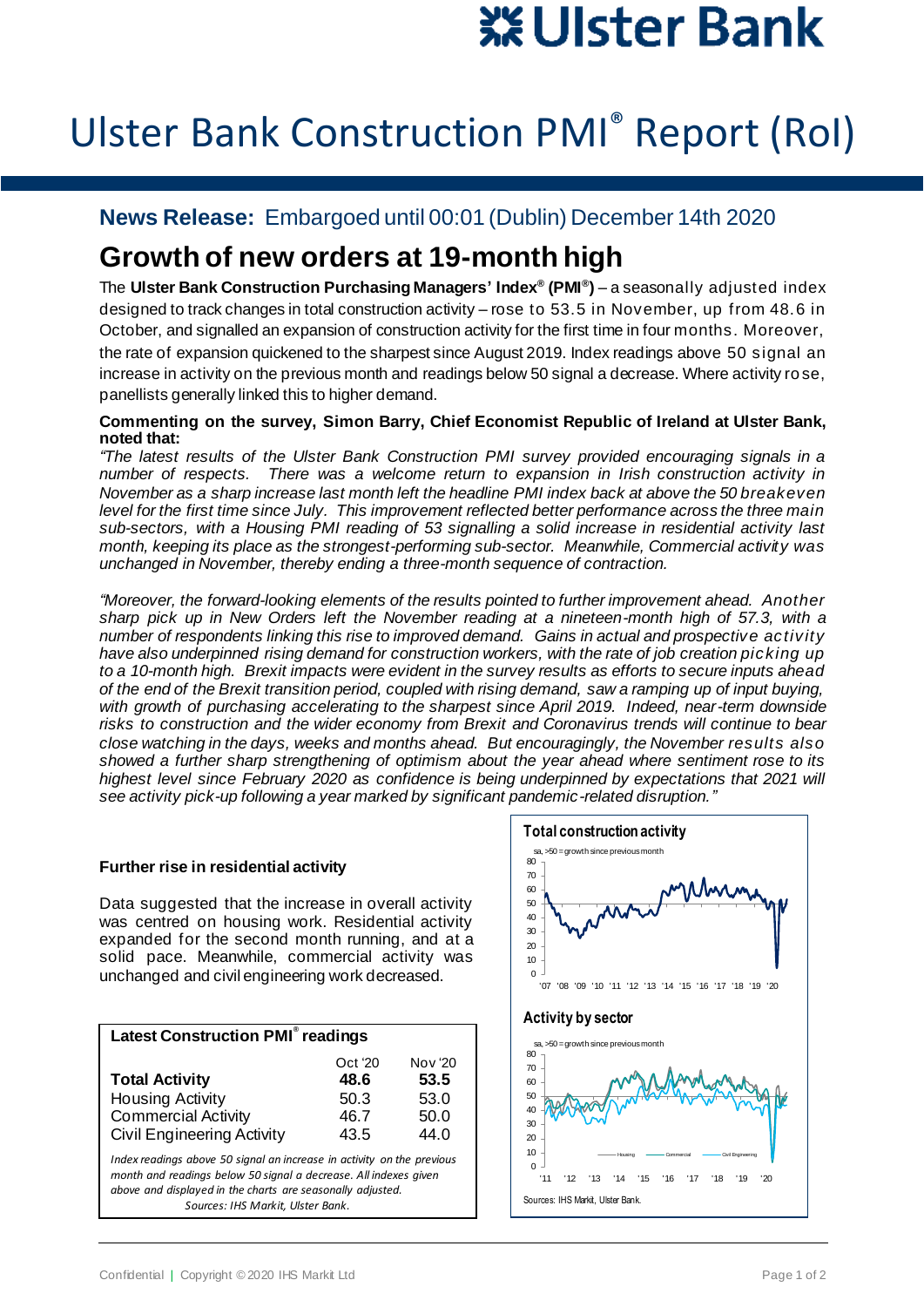# Ulster Bank Construction PMI® Report (RoI)

**News Release:** Embargoed until 00:01 (Dublin) December 14th 2020

## Growth of new orders at 19-month high

The **Ulster Bank Construction Purchasing Managers' Index® (PMI®)** – a seasonally adjusted index designed to track changes in total construction activity – rose to 53.5 in November, up from 48.6 in October, and signalled an expansion of construction activity for the first time in four months. Moreover, the rate of expansion quickened to the sharpest since August 2019. Index readings above 50 signal an increase in activity on the previous month and readings below 50 signal a decrease. Where activity rose, panellists generally linked this to higher demand.

**Commenting on the survey, Simon Barry, Chief Economist Republic of Ireland at Ulster Bank, noted that:**

*"The latest results of the Ulster Bank Construction PMI survey provided encouraging signals in a number of respects. There was a welcome return to expansion in Irish construction activity in November as a sharp increase last month left the headline PMI index back at above the 50 breakeven level for the first time since July. This improvement reflected better performance across the three main sub-sectors, with a Housing PMI reading of 53 signalling a solid increase in residential activity last month, keeping its place as the strongest-performing sub-sector. Meanwhile, Commercial activity was unchanged in November, thereby ending a three-month sequence of contraction.*

*"Moreover, the forward-looking elements of the results pointed to further improvement ahead. Another sharp pick up in New Orders left the November reading at a nineteen-month high of 57.3, with a number of respondents linking this rise to improved demand. Gains in actual and prospective activity have also underpinned rising demand for construction workers, with the rate of job creation picking up to a 10-month high. Brexit impacts were evident in the survey results as efforts to secure inputs ahead of the end of the Brexit transition period, coupled with rising demand, saw a ramping up of input buying, with growth of purchasing accelerating to the sharpest since April 2019. Indeed, near-term downside risks to construction and the wider economy from Brexit and Coronavirus trends will continue to bear close watching in the days, weeks and months ahead. But encouragingly, the November results also showed a further sharp strengthening of optimism about the year ahead where sentiment rose to its highest level since February 2020 as confidence is being underpinned by expectations that 2021 will see activity pick-up following a year marked by significant pandemic-related disruption."*

### Further rise in residential activity

Data suggested that the increase in overall activity was centred on housing work. Residential activity expanded for the second month running, and at a solid pace. Meanwhile, commercial activity was unchanged and civil engineering work decreased.

**Latest Construction PMI® readings**

| | Oct '20 | Nov '20 |
|---|---|---|
| **Total Activity** | **48.6** | **53.5** |
| Housing Activity | 50.3 | 53.0 |
| Commercial Activity | 46.7 | 50.0 |
| Civil Engineering Activity | 43.5 | 44.0 |

*Index readings above 50 signal an increase in activity on the previous month and readings below 50 signal a decrease. All indexes given above and displayed in the charts are seasonally adjusted.*

*Sources: IHS Markit, Ulster Bank.*

**Total construction activity**

sa, >50 = growth since previous month

**Activity by sector**

sa, >50 = growth since previous month

Housing — Commercial — Civil Engineering

Sources: IHS Markit, Ulster Bank.

Confidential | Copyright © 2020 IHS Markit Ltd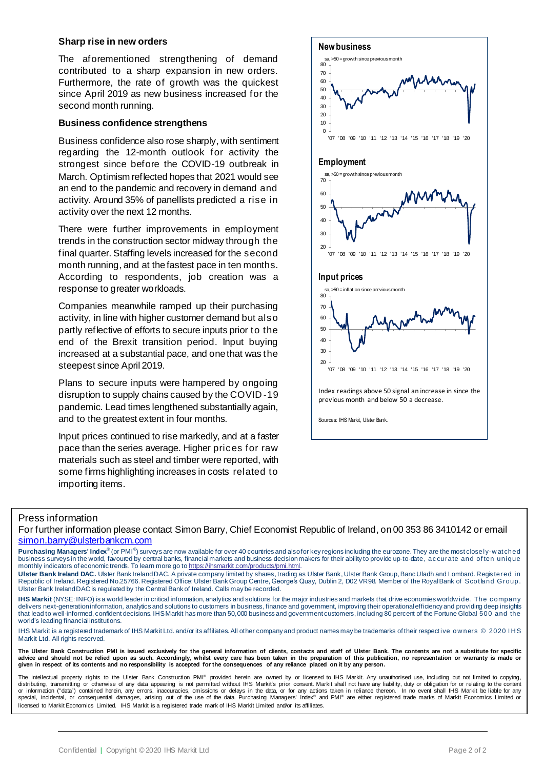### Sharp rise in new orders

The aforementioned strengthening of demand contributed to a sharp expansion in new orders. Furthermore, the rate of growth was the quickest since April 2019 as new business increased for the second month running.

### Business confidence strengthens

Business confidence also rose sharply, with sentiment regarding the 12-month outlook for activity the strongest since before the COVID-19 outbreak in March. Optimism reflected hopes that 2021 would see an end to the pandemic and recovery in demand and activity. Around 35% of panellists predicted a rise in activity over the next 12 months.

There were further improvements in employment trends in the construction sector midway through the final quarter. Staffing levels increased for the second month running, and at the fastest pace in ten months. According to respondents, job creation was a response to greater workloads.

Companies meanwhile ramped up their purchasing activity, in line with higher customer demand but also partly reflective of efforts to secure inputs prior to the end of the Brexit transition period. Input buying increased at a substantial pace, and one that was the steepest since April 2019.

Plans to secure inputs were hampered by ongoing disruption to supply chains caused by the COVID-19 pandemic. Lead times lengthened substantially again, and to the greatest extent in four months.

Input prices continued to rise markedly, and at a faster pace than the series average. Higher prices for raw materials such as steel and timber were reported, with some firms highlighting increases in costs related to importing items.

**New business**

sa, >50 = growth since previous month

80
70
60
50
40
30
20
10
0

'07 '08 '09 '10 '11 '12 '13 '14 '15 '16 '17 '18 '19 '20

**Employment**

sa, >50 = growth since previous month

70
60
50
40
30
20

'07 '08 '09 '10 '11 '12 '13 '14 '15 '16 '17 '18 '19 '20

**Input prices**

sa, >50 = inflation since previous month

80
70
60
50
40
30
20

'07 '08 '09 '10 '11 '12 '13 '14 '15 '16 '17 '18 '19 '20

Index readings above 50 signal an increase in since the previous month and below 50 a decrease.

Sources: IHS Markit, Ulster Bank.

## Press information

For further information please contact Simon Barry, Chief Economist Republic of Ireland, on 00 353 86 3410142 or email simon.barry@ulsterbankcm.com

**Purchasing Managers' Index®** (or PMI®) surveys are now available for over 40 countries and also for key regions including the eurozone. They are the most closely-watched business surveys in the world, favoured by central banks, financial markets and business decision makers for their ability to provide up-to-date, accurate and often unique monthly indicators of economic trends. To learn more go to https://ihsmarkit.com/products/pmi.html.

**Ulster Bank Ireland DAC.** Ulster Bank Ireland DAC. A private company limited by shares, trading as Ulster Bank, Ulster Bank Group, Banc Uladh and Lombard. Registered in Republic of Ireland. Registered No.25766. Registered Office: Ulster Bank Group Centre, George's Quay, Dublin 2, D02 VR98. Member of the Royal Bank of Scotland Group. Ulster Bank Ireland DAC is regulated by the Central Bank of Ireland. Calls may be recorded.

**IHS Markit** (NYSE: INFO) is a world leader in critical information, analytics and solutions for the major industries and markets that drive economies worldwide. The company delivers next-generation information, analytics and solutions to customers in business, finance and government, improving their operational efficiency and providing deep insights that lead to well-informed, confident decisions. IHS Markit has more than 50,000 business and government customers, including 80 percent of the Fortune Global 500 and the world's leading financial institutions.

IHS Markit is a registered trademark of IHS Markit Ltd. and/or its affiliates. All other company and product names may be trademarks of their respective owners © 2020 IHS Markit Ltd. All rights reserved.

**The Ulster Bank Construction PMI is issued exclusively for the general information of clients, contacts and staff of Ulster Bank. The contents are not a substitute for specific advice and should not be relied upon as such. Accordingly, whilst every care has been taken in the preparation of this publication, no representation or warranty is made or given in respect of its contents and no responsibility is accepted for the consequences of any reliance placed on it by any person.**

The intellectual property rights to the Ulster Bank Construction PMI® provided herein are owned by or licensed to IHS Markit. Any unauthorised use, including but not limited to copying, distributing, transmitting or otherwise of any data appearing is not permitted without IHS Markit's prior consent. Markit shall not have any liability, duty or obligation for or relating to the content or information ("data") contained herein, any errors, inaccuracies, omissions or delays in the data, or for any actions taken in reliance thereon. In no event shall IHS Markit be liable for any special, incidental, or consequential damages, arising out of the use of the data. Purchasing Managers' Index® and PMI® are either registered trade marks of Markit Economics Limited or licensed to Markit Economics Limited. IHS Markit is a registered trade mark of IHS Markit Limited and/or its affiliates.